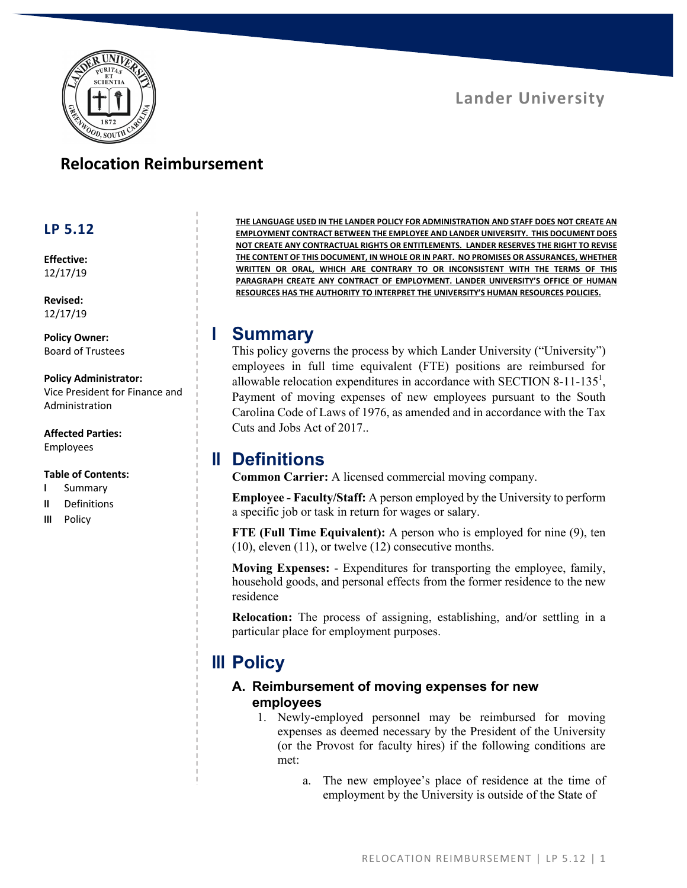Lander University

# Relocation Reimbursement

## LP 5.12

**Effective:**
12/17/19

**Revised:**
12/17/19

**Policy Owner:**
Board of Trustees

**Policy Administrator:**
Vice President for Finance and Administration

**Affected Parties:**
Employees

**Table of Contents:**
- I Summary
- II Definitions
- III Policy

**THE LANGUAGE USED IN THE LANDER POLICY FOR ADMINISTRATION AND STAFF DOES NOT CREATE AN EMPLOYMENT CONTRACT BETWEEN THE EMPLOYEE AND LANDER UNIVERSITY. THIS DOCUMENT DOES NOT CREATE ANY CONTRACTUAL RIGHTS OR ENTITLEMENTS. LANDER RESERVES THE RIGHT TO REVISE THE CONTENT OF THIS DOCUMENT, IN WHOLE OR IN PART. NO PROMISES OR ASSURANCES, WHETHER WRITTEN OR ORAL, WHICH ARE CONTRARY TO OR INCONSISTENT WITH THE TERMS OF THIS PARAGRAPH CREATE ANY CONTRACT OF EMPLOYMENT. LANDER UNIVERSITY'S OFFICE OF HUMAN RESOURCES HAS THE AUTHORITY TO INTERPRET THE UNIVERSITY'S HUMAN RESOURCES POLICIES.**

# I Summary

This policy governs the process by which Lander University ("University") employees in full time equivalent (FTE) positions are reimbursed for allowable relocation expenditures in accordance with SECTION 8-11-135[1], Payment of moving expenses of new employees pursuant to the South Carolina Code of Laws of 1976, as amended and in accordance with the Tax Cuts and Jobs Act of 2017..

# II Definitions

**Common Carrier:** A licensed commercial moving company.

**Employee - Faculty/Staff:** A person employed by the University to perform a specific job or task in return for wages or salary.

**FTE (Full Time Equivalent):** A person who is employed for nine (9), ten (10), eleven (11), or twelve (12) consecutive months.

**Moving Expenses:** - Expenditures for transporting the employee, family, household goods, and personal effects from the former residence to the new residence

**Relocation:** The process of assigning, establishing, and/or settling in a particular place for employment purposes.

# III Policy

## A. Reimbursement of moving expenses for new employees

1. Newly-employed personnel may be reimbursed for moving expenses as deemed necessary by the President of the University (or the Provost for faculty hires) if the following conditions are met:

   a. The new employee's place of residence at the time of employment by the University is outside of the State of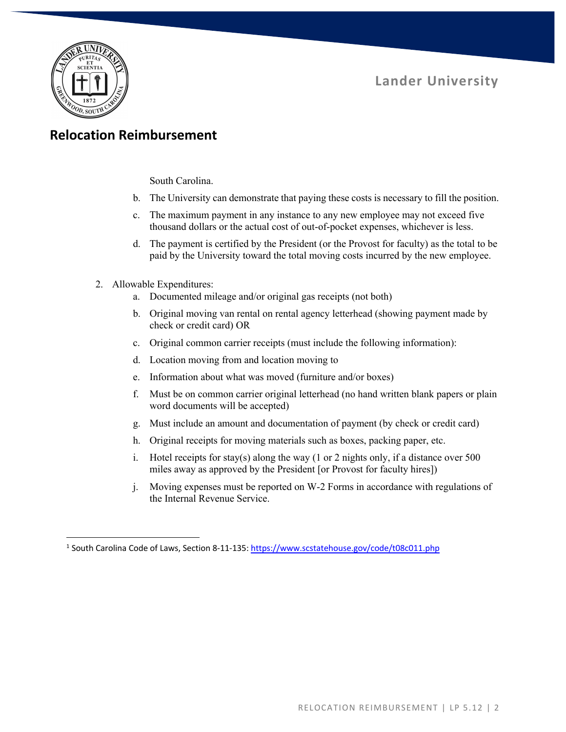# Relocation Reimbursement

South Carolina.

b. The University can demonstrate that paying these costs is necessary to fill the position.

c. The maximum payment in any instance to any new employee may not exceed five thousand dollars or the actual cost of out-of-pocket expenses, whichever is less.

d. The payment is certified by the President (or the Provost for faculty) as the total to be paid by the University toward the total moving costs incurred by the new employee.

2. Allowable Expenditures:
   a. Documented mileage and/or original gas receipts (not both)
   b. Original moving van rental on rental agency letterhead (showing payment made by check or credit card) OR
   c. Original common carrier receipts (must include the following information):
   d. Location moving from and location moving to
   e. Information about what was moved (furniture and/or boxes)
   f. Must be on common carrier original letterhead (no hand written blank papers or plain word documents will be accepted)
   g. Must include an amount and documentation of payment (by check or credit card)
   h. Original receipts for moving materials such as boxes, packing paper, etc.
   i. Hotel receipts for stay(s) along the way (1 or 2 nights only, if a distance over 500 miles away as approved by the President [or Provost for faculty hires])
   j. Moving expenses must be reported on W-2 Forms in accordance with regulations of the Internal Revenue Service.

---

[1] South Carolina Code of Laws, Section 8-11-135: https://www.scstatehouse.gov/code/t08c011.php